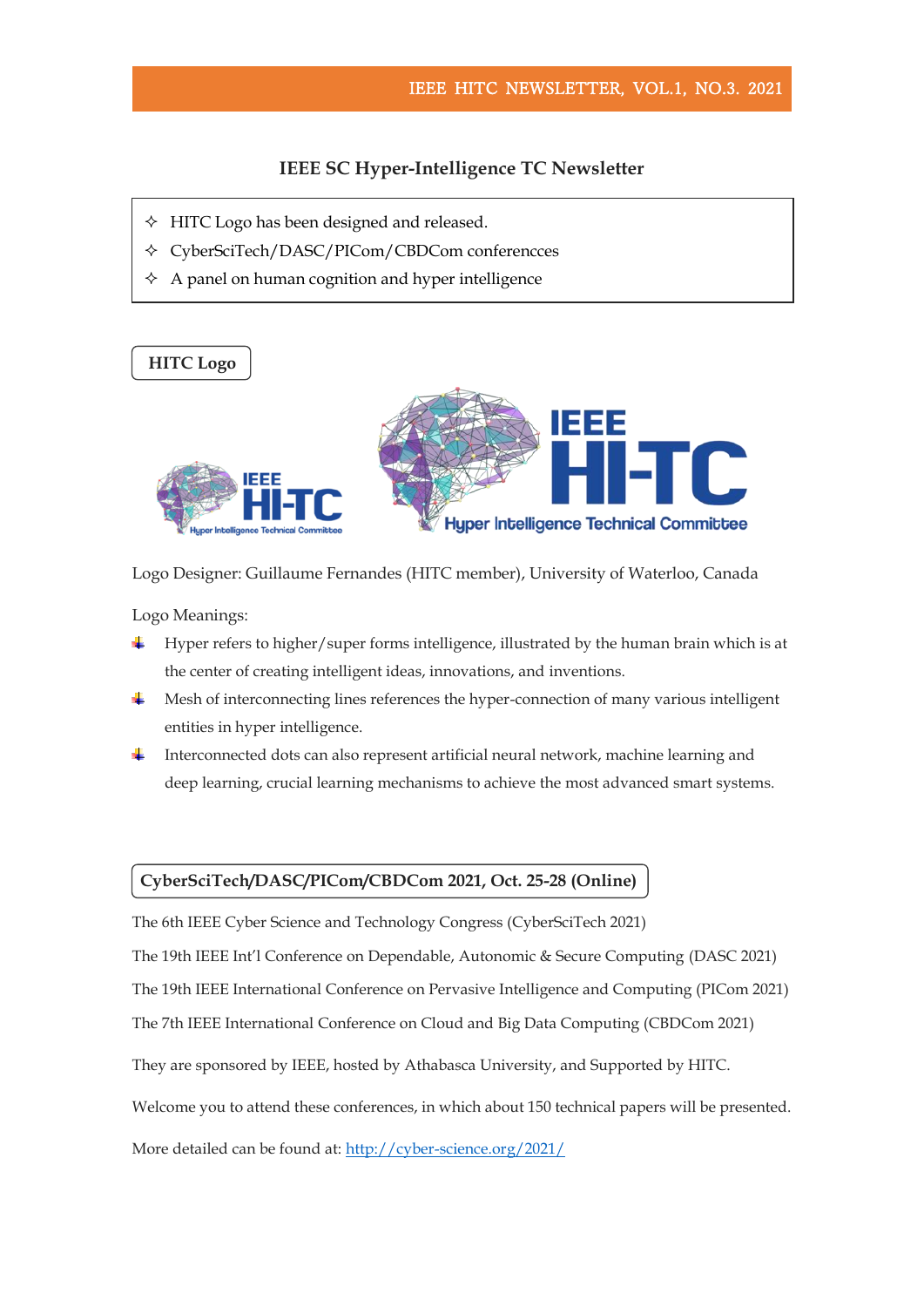# IEEE SC Hyper-Intelligence TC Newsletter

- ✧ HITC Logo has been designed and released.
- ✧ CyberSciTech/DASC/PICom/CBDCom conferencces
- ✧ A panel on human cognition and hyper intelligence

## HITC Logo

Logo Designer: Guillaume Fernandes (HITC member), University of Waterloo, Canada

Logo Meanings:

- Hyper refers to higher/super forms intelligence, illustrated by the human brain which is at the center of creating intelligent ideas, innovations, and inventions.
- Mesh of interconnecting lines references the hyper-connection of many various intelligent entities in hyper intelligence.
- Interconnected dots can also represent artificial neural network, machine learning and deep learning, crucial learning mechanisms to achieve the most advanced smart systems.

## CyberSciTech/DASC/PICom/CBDCom 2021, Oct. 25-28 (Online)

The 6th IEEE Cyber Science and Technology Congress (CyberSciTech 2021)

The 19th IEEE Int'l Conference on Dependable, Autonomic & Secure Computing (DASC 2021)

The 19th IEEE International Conference on Pervasive Intelligence and Computing (PICom 2021)

The 7th IEEE International Conference on Cloud and Big Data Computing (CBDCom 2021)

They are sponsored by IEEE, hosted by Athabasca University, and Supported by HITC.

Welcome you to attend these conferences, in which about 150 technical papers will be presented.

More detailed can be found at: [http://cyber-science.org/2021/](http://cyber-science.org/2021/)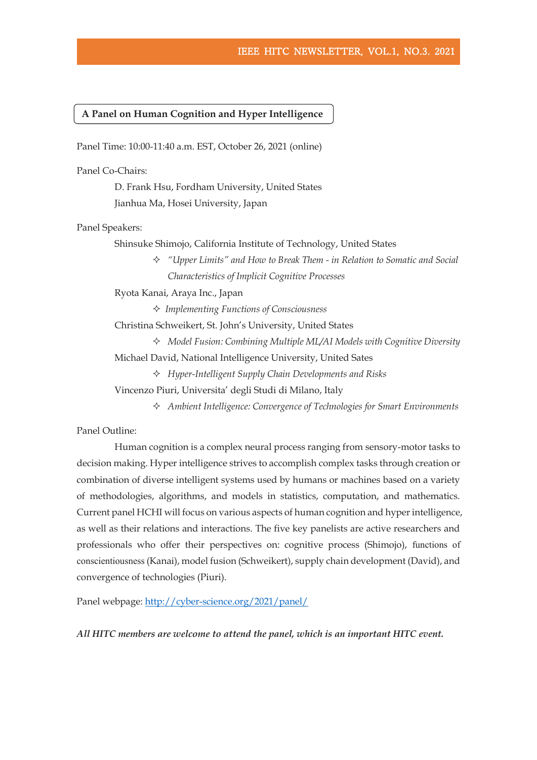## A Panel on Human Cognition and Hyper Intelligence

Panel Time: 10:00-11:40 a.m. EST, October 26, 2021 (online)

Panel Co-Chairs:

D. Frank Hsu, Fordham University, United States
Jianhua Ma, Hosei University, Japan

Panel Speakers:

Shinsuke Shimojo, California Institute of Technology, United States

- ✧ *"Upper Limits" and How to Break Them - in Relation to Somatic and Social Characteristics of Implicit Cognitive Processes*

Ryota Kanai, Araya Inc., Japan

- ✧ *Implementing Functions of Consciousness*

Christina Schweikert, St. John's University, United States

- ✧ *Model Fusion: Combining Multiple ML/AI Models with Cognitive Diversity*

Michael David, National Intelligence University, United Sates

- ✧ *Hyper-Intelligent Supply Chain Developments and Risks*

Vincenzo Piuri, Universita' degli Studi di Milano, Italy

- ✧ *Ambient Intelligence: Convergence of Technologies for Smart Environments*

Panel Outline:

Human cognition is a complex neural process ranging from sensory-motor tasks to decision making. Hyper intelligence strives to accomplish complex tasks through creation or combination of diverse intelligent systems used by humans or machines based on a variety of methodologies, algorithms, and models in statistics, computation, and mathematics. Current panel HCHI will focus on various aspects of human cognition and hyper intelligence, as well as their relations and interactions. The five key panelists are active researchers and professionals who offer their perspectives on: cognitive process (Shimojo), functions of conscientiousness (Kanai), model fusion (Schweikert), supply chain development (David), and convergence of technologies (Piuri).

Panel webpage: [http://cyber-science.org/2021/panel/](http://cyber-science.org/2021/panel/)

***All HITC members are welcome to attend the panel, which is an important HITC event.***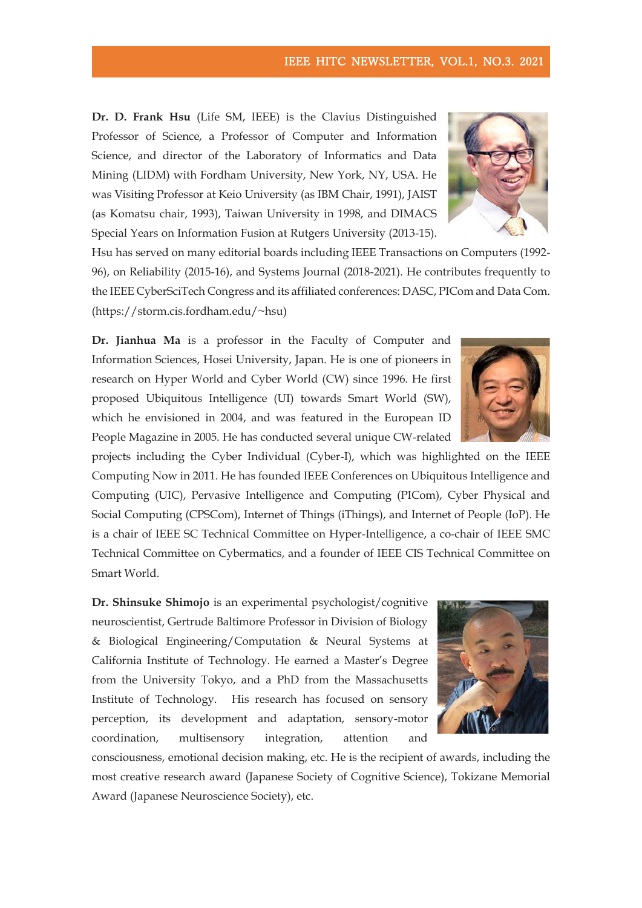**Dr. D. Frank Hsu** (Life SM, IEEE) is the Clavius Distinguished Professor of Science, a Professor of Computer and Information Science, and director of the Laboratory of Informatics and Data Mining (LIDM) with Fordham University, New York, NY, USA. He was Visiting Professor at Keio University (as IBM Chair, 1991), JAIST (as Komatsu chair, 1993), Taiwan University in 1998, and DIMACS Special Years on Information Fusion at Rutgers University (2013-15). Hsu has served on many editorial boards including IEEE Transactions on Computers (1992-96), on Reliability (2015-16), and Systems Journal (2018-2021). He contributes frequently to the IEEE CyberSciTech Congress and its affiliated conferences: DASC, PICom and Data Com. (https://storm.cis.fordham.edu/~hsu)

**Dr. Jianhua Ma** is a professor in the Faculty of Computer and Information Sciences, Hosei University, Japan. He is one of pioneers in research on Hyper World and Cyber World (CW) since 1996. He first proposed Ubiquitous Intelligence (UI) towards Smart World (SW), which he envisioned in 2004, and was featured in the European ID People Magazine in 2005. He has conducted several unique CW-related projects including the Cyber Individual (Cyber-I), which was highlighted on the IEEE Computing Now in 2011. He has founded IEEE Conferences on Ubiquitous Intelligence and Computing (UIC), Pervasive Intelligence and Computing (PICom), Cyber Physical and Social Computing (CPSCom), Internet of Things (iThings), and Internet of People (IoP). He is a chair of IEEE SC Technical Committee on Hyper-Intelligence, a co-chair of IEEE SMC Technical Committee on Cybermatics, and a founder of IEEE CIS Technical Committee on Smart World.

**Dr. Shinsuke Shimojo** is an experimental psychologist/cognitive neuroscientist, Gertrude Baltimore Professor in Division of Biology & Biological Engineering/Computation & Neural Systems at California Institute of Technology. He earned a Master's Degree from the University Tokyo, and a PhD from the Massachusetts Institute of Technology. His research has focused on sensory perception, its development and adaptation, sensory-motor coordination, multisensory integration, attention and consciousness, emotional decision making, etc. He is the recipient of awards, including the most creative research award (Japanese Society of Cognitive Science), Tokizane Memorial Award (Japanese Neuroscience Society), etc.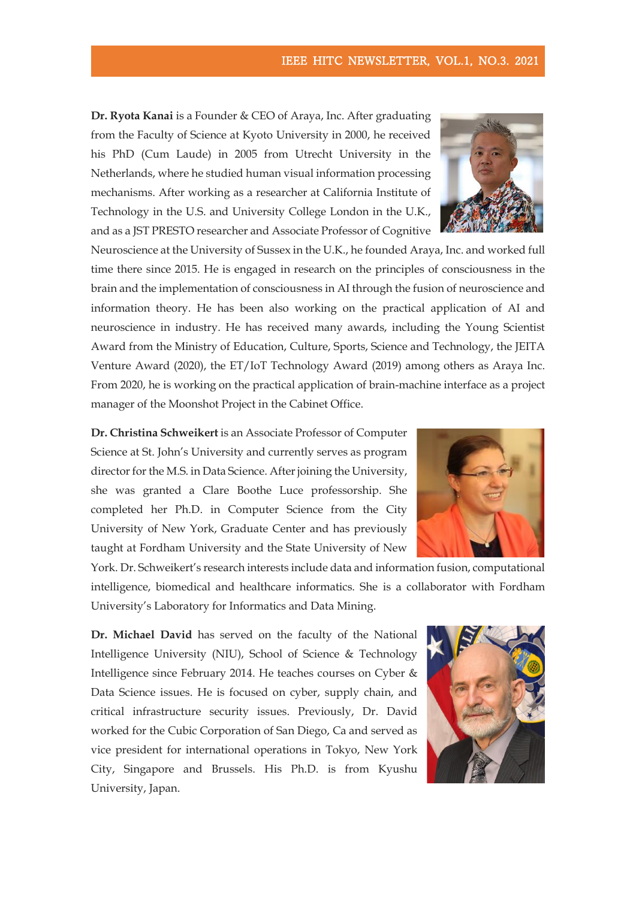**Dr. Ryota Kanai** is a Founder & CEO of Araya, Inc. After graduating from the Faculty of Science at Kyoto University in 2000, he received his PhD (Cum Laude) in 2005 from Utrecht University in the Netherlands, where he studied human visual information processing mechanisms. After working as a researcher at California Institute of Technology in the U.S. and University College London in the U.K., and as a JST PRESTO researcher and Associate Professor of Cognitive Neuroscience at the University of Sussex in the U.K., he founded Araya, Inc. and worked full time there since 2015. He is engaged in research on the principles of consciousness in the brain and the implementation of consciousness in AI through the fusion of neuroscience and information theory. He has been also working on the practical application of AI and neuroscience in industry. He has received many awards, including the Young Scientist Award from the Ministry of Education, Culture, Sports, Science and Technology, the JEITA Venture Award (2020), the ET/IoT Technology Award (2019) among others as Araya Inc. From 2020, he is working on the practical application of brain-machine interface as a project manager of the Moonshot Project in the Cabinet Office.

**Dr. Christina Schweikert** is an Associate Professor of Computer Science at St. John's University and currently serves as program director for the M.S. in Data Science. After joining the University, she was granted a Clare Boothe Luce professorship. She completed her Ph.D. in Computer Science from the City University of New York, Graduate Center and has previously taught at Fordham University and the State University of New York. Dr. Schweikert's research interests include data and information fusion, computational intelligence, biomedical and healthcare informatics. She is a collaborator with Fordham University's Laboratory for Informatics and Data Mining.

**Dr. Michael David** has served on the faculty of the National Intelligence University (NIU), School of Science & Technology Intelligence since February 2014. He teaches courses on Cyber & Data Science issues. He is focused on cyber, supply chain, and critical infrastructure security issues. Previously, Dr. David worked for the Cubic Corporation of San Diego, Ca and served as vice president for international operations in Tokyo, New York City, Singapore and Brussels. His Ph.D. is from Kyushu University, Japan.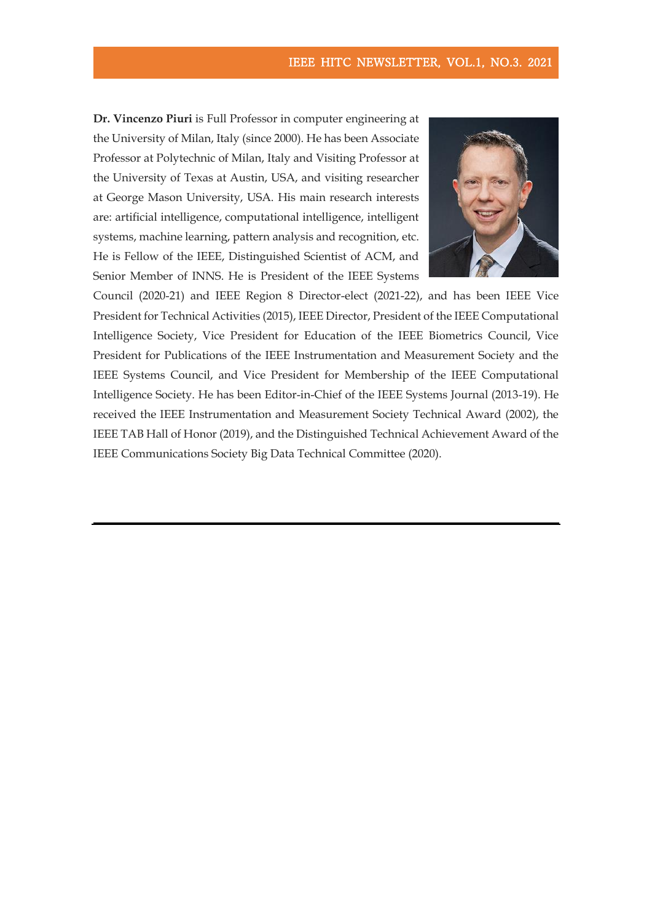**Dr. Vincenzo Piuri** is Full Professor in computer engineering at the University of Milan, Italy (since 2000). He has been Associate Professor at Polytechnic of Milan, Italy and Visiting Professor at the University of Texas at Austin, USA, and visiting researcher at George Mason University, USA. His main research interests are: artificial intelligence, computational intelligence, intelligent systems, machine learning, pattern analysis and recognition, etc. He is Fellow of the IEEE, Distinguished Scientist of ACM, and Senior Member of INNS. He is President of the IEEE Systems Council (2020-21) and IEEE Region 8 Director-elect (2021-22), and has been IEEE Vice President for Technical Activities (2015), IEEE Director, President of the IEEE Computational Intelligence Society, Vice President for Education of the IEEE Biometrics Council, Vice President for Publications of the IEEE Instrumentation and Measurement Society and the IEEE Systems Council, and Vice President for Membership of the IEEE Computational Intelligence Society. He has been Editor-in-Chief of the IEEE Systems Journal (2013-19). He received the IEEE Instrumentation and Measurement Society Technical Award (2002), the IEEE TAB Hall of Honor (2019), and the Distinguished Technical Achievement Award of the IEEE Communications Society Big Data Technical Committee (2020).